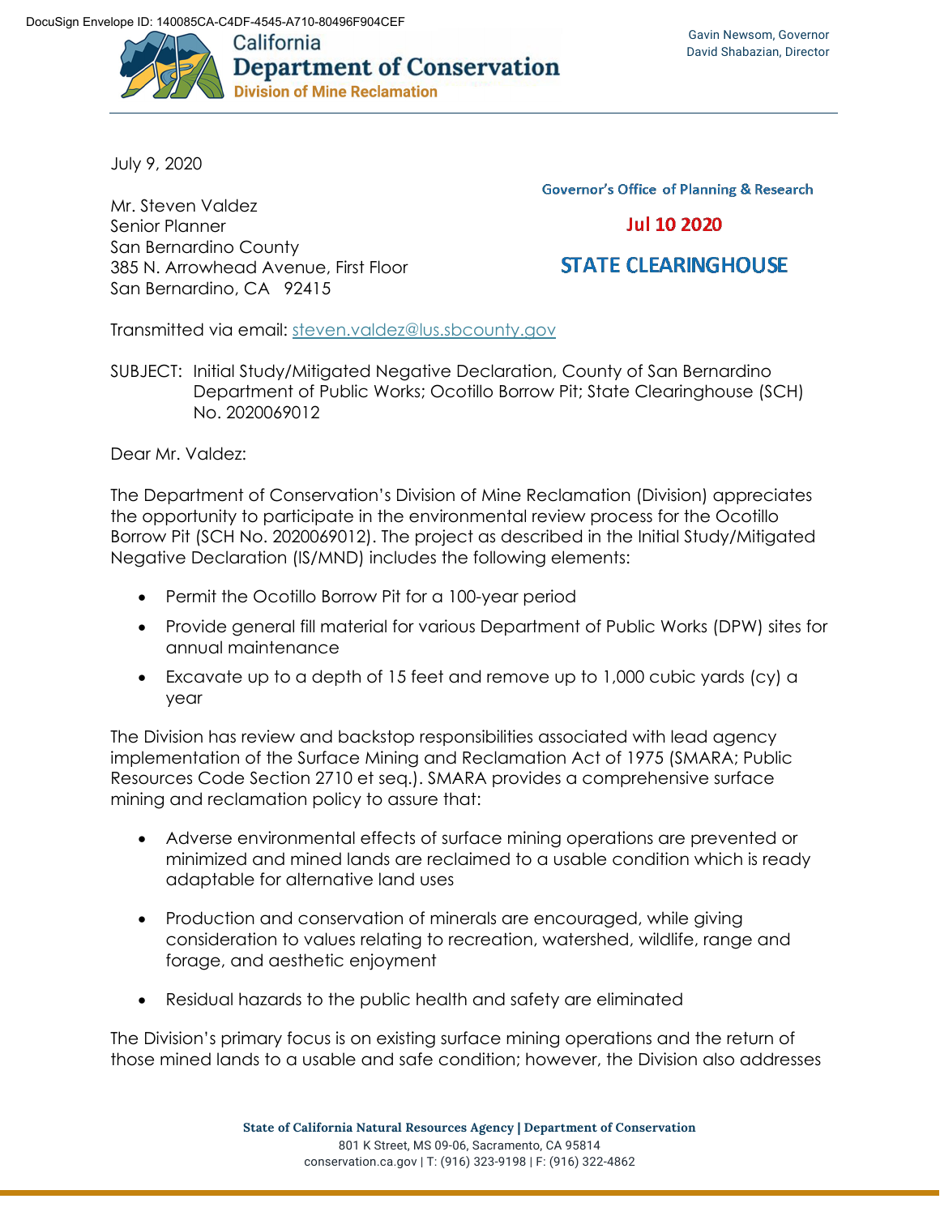DocuSign Envelope ID: 140085CA-C4DF-4545-A710-80496F904CEF

California
**Department of Conservation**
**Division of Mine Reclamation**

Gavin Newsom, Governor
David Shabazian, Director

July 9, 2020

Governor's Office of Planning & Research

Jul 10 2020

STATE CLEARINGHOUSE

Mr. Steven Valdez
Senior Planner
San Bernardino County
385 N. Arrowhead Avenue, First Floor
San Bernardino, CA 92415

Transmitted via email: steven.valdez@lus.sbcounty.gov

SUBJECT: Initial Study/Mitigated Negative Declaration, County of San Bernardino Department of Public Works; Ocotillo Borrow Pit; State Clearinghouse (SCH) No. 2020069012

Dear Mr. Valdez:

The Department of Conservation's Division of Mine Reclamation (Division) appreciates the opportunity to participate in the environmental review process for the Ocotillo Borrow Pit (SCH No. 2020069012). The project as described in the Initial Study/Mitigated Negative Declaration (IS/MND) includes the following elements:

- Permit the Ocotillo Borrow Pit for a 100-year period
- Provide general fill material for various Department of Public Works (DPW) sites for annual maintenance
- Excavate up to a depth of 15 feet and remove up to 1,000 cubic yards (cy) a year

The Division has review and backstop responsibilities associated with lead agency implementation of the Surface Mining and Reclamation Act of 1975 (SMARA; Public Resources Code Section 2710 et seq.). SMARA provides a comprehensive surface mining and reclamation policy to assure that:

- Adverse environmental effects of surface mining operations are prevented or minimized and mined lands are reclaimed to a usable condition which is ready adaptable for alternative land uses
- Production and conservation of minerals are encouraged, while giving consideration to values relating to recreation, watershed, wildlife, range and forage, and aesthetic enjoyment
- Residual hazards to the public health and safety are eliminated

The Division's primary focus is on existing surface mining operations and the return of those mined lands to a usable and safe condition; however, the Division also addresses

State of California Natural Resources Agency | Department of Conservation
801 K Street, MS 09-06, Sacramento, CA 95814
conservation.ca.gov | T: (916) 323-9198 | F: (916) 322-4862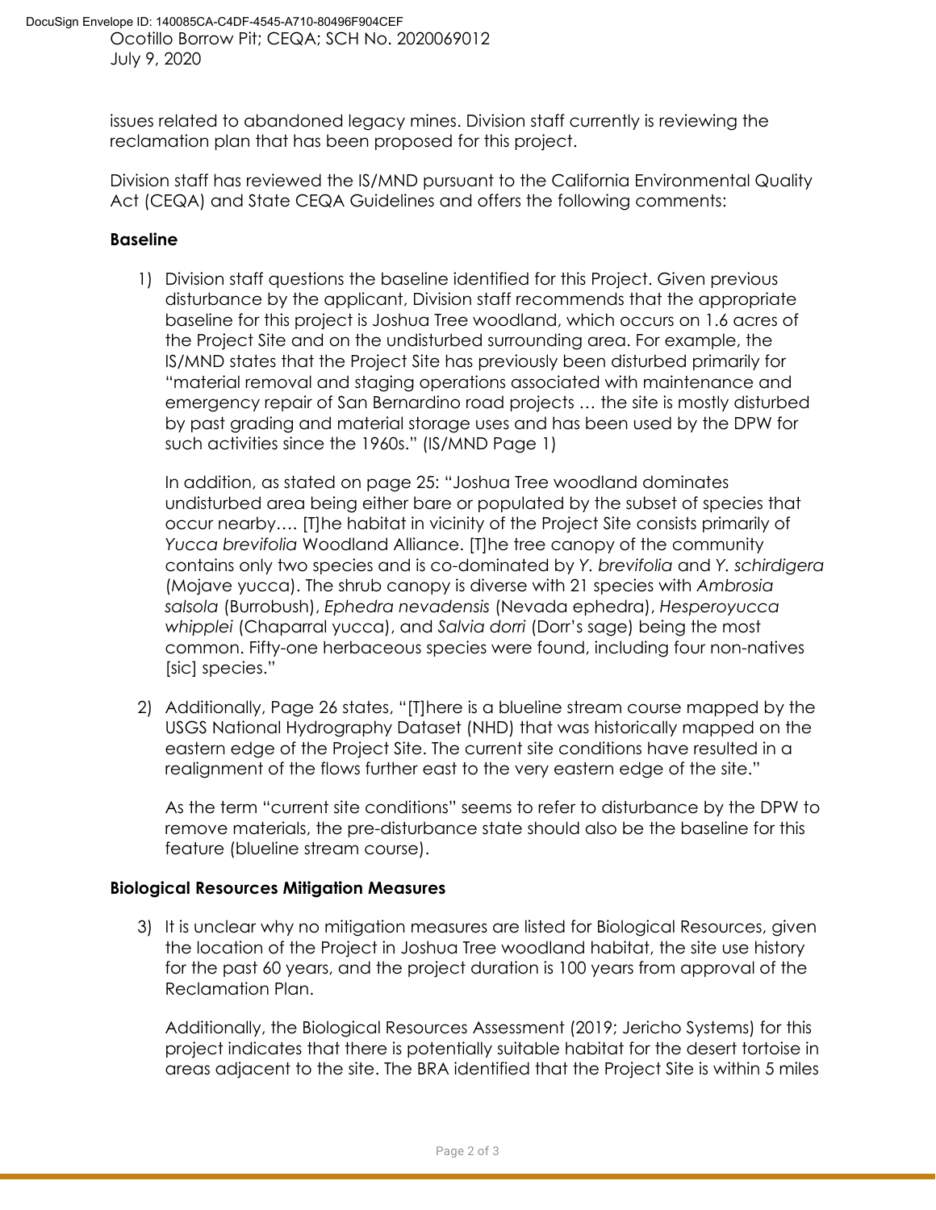issues related to abandoned legacy mines. Division staff currently is reviewing the reclamation plan that has been proposed for this project.

Division staff has reviewed the IS/MND pursuant to the California Environmental Quality Act (CEQA) and State CEQA Guidelines and offers the following comments:

**Baseline**

1) Division staff questions the baseline identified for this Project. Given previous disturbance by the applicant, Division staff recommends that the appropriate baseline for this project is Joshua Tree woodland, which occurs on 1.6 acres of the Project Site and on the undisturbed surrounding area. For example, the IS/MND states that the Project Site has previously been disturbed primarily for "material removal and staging operations associated with maintenance and emergency repair of San Bernardino road projects … the site is mostly disturbed by past grading and material storage uses and has been used by the DPW for such activities since the 1960s." (IS/MND Page 1)

   In addition, as stated on page 25: "Joshua Tree woodland dominates undisturbed area being either bare or populated by the subset of species that occur nearby…. [T]he habitat in vicinity of the Project Site consists primarily of *Yucca brevifolia* Woodland Alliance. [T]he tree canopy of the community contains only two species and is co-dominated by *Y. brevifolia* and *Y. schirdigera* (Mojave yucca). The shrub canopy is diverse with 21 species with *Ambrosia salsola* (Burrobush), *Ephedra nevadensis* (Nevada ephedra), *Hesperoyucca whipplei* (Chaparral yucca), and *Salvia dorri* (Dorr's sage) being the most common. Fifty-one herbaceous species were found, including four non-natives [sic] species."

2) Additionally, Page 26 states, "[T]here is a blueline stream course mapped by the USGS National Hydrography Dataset (NHD) that was historically mapped on the eastern edge of the Project Site. The current site conditions have resulted in a realignment of the flows further east to the very eastern edge of the site."

   As the term "current site conditions" seems to refer to disturbance by the DPW to remove materials, the pre-disturbance state should also be the baseline for this feature (blueline stream course).

**Biological Resources Mitigation Measures**

3) It is unclear why no mitigation measures are listed for Biological Resources, given the location of the Project in Joshua Tree woodland habitat, the site use history for the past 60 years, and the project duration is 100 years from approval of the Reclamation Plan.

   Additionally, the Biological Resources Assessment (2019; Jericho Systems) for this project indicates that there is potentially suitable habitat for the desert tortoise in areas adjacent to the site. The BRA identified that the Project Site is within 5 miles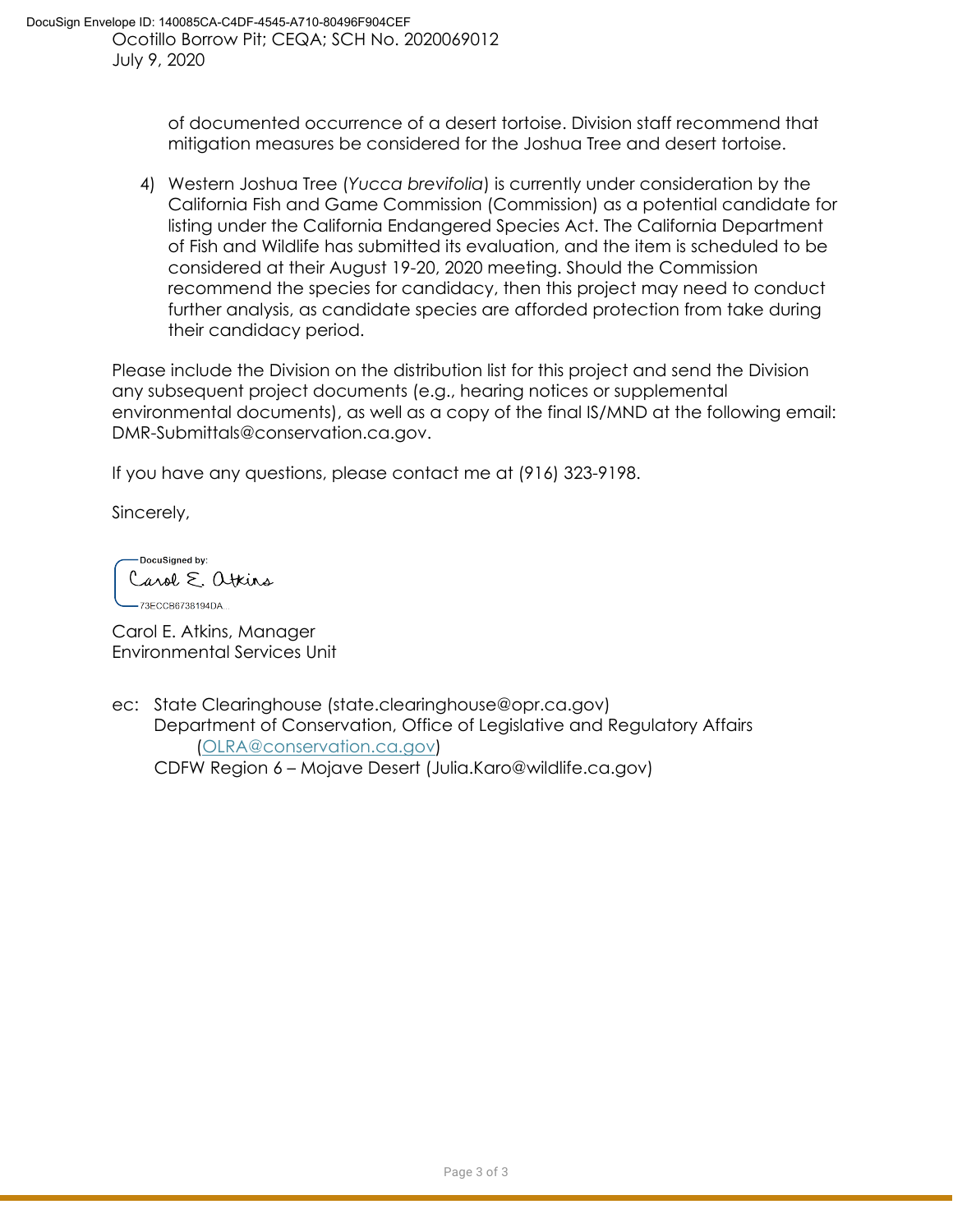of documented occurrence of a desert tortoise. Division staff recommend that mitigation measures be considered for the Joshua Tree and desert tortoise.

4) Western Joshua Tree (*Yucca brevifolia*) is currently under consideration by the California Fish and Game Commission (Commission) as a potential candidate for listing under the California Endangered Species Act. The California Department of Fish and Wildlife has submitted its evaluation, and the item is scheduled to be considered at their August 19-20, 2020 meeting. Should the Commission recommend the species for candidacy, then this project may need to conduct further analysis, as candidate species are afforded protection from take during their candidacy period.

Please include the Division on the distribution list for this project and send the Division any subsequent project documents (e.g., hearing notices or supplemental environmental documents), as well as a copy of the final IS/MND at the following email: DMR-Submittals@conservation.ca.gov.

If you have any questions, please contact me at (916) 323-9198.

Sincerely,

DocuSigned by:
Carol E. Atkins
73ECCB6738194DA...

Carol E. Atkins, Manager
Environmental Services Unit

ec: State Clearinghouse (state.clearinghouse@opr.ca.gov)
Department of Conservation, Office of Legislative and Regulatory Affairs (OLRA@conservation.ca.gov)
CDFW Region 6 – Mojave Desert (Julia.Karo@wildlife.ca.gov)